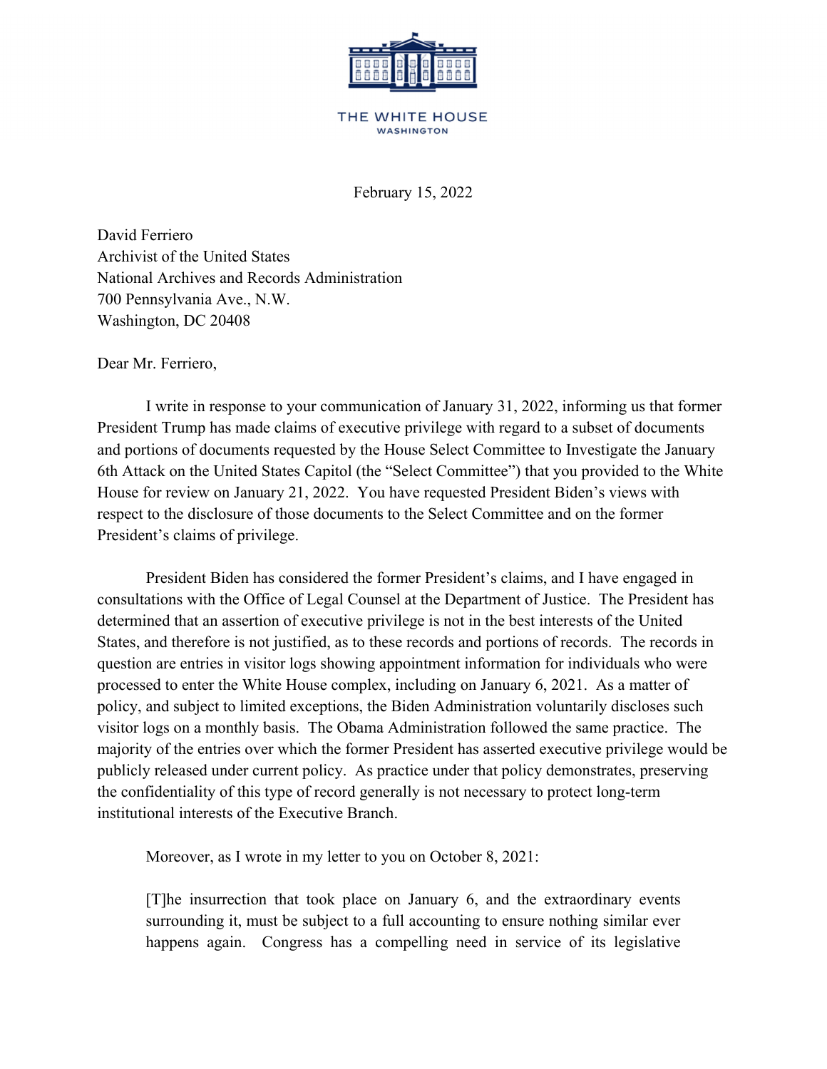THE WHITE HOUSE
WASHINGTON

February 15, 2022

David Ferriero
Archivist of the United States
National Archives and Records Administration
700 Pennsylvania Ave., N.W.
Washington, DC 20408

Dear Mr. Ferriero,

I write in response to your communication of January 31, 2022, informing us that former President Trump has made claims of executive privilege with regard to a subset of documents and portions of documents requested by the House Select Committee to Investigate the January 6th Attack on the United States Capitol (the "Select Committee") that you provided to the White House for review on January 21, 2022. You have requested President Biden's views with respect to the disclosure of those documents to the Select Committee and on the former President's claims of privilege.

President Biden has considered the former President's claims, and I have engaged in consultations with the Office of Legal Counsel at the Department of Justice. The President has determined that an assertion of executive privilege is not in the best interests of the United States, and therefore is not justified, as to these records and portions of records. The records in question are entries in visitor logs showing appointment information for individuals who were processed to enter the White House complex, including on January 6, 2021. As a matter of policy, and subject to limited exceptions, the Biden Administration voluntarily discloses such visitor logs on a monthly basis. The Obama Administration followed the same practice. The majority of the entries over which the former President has asserted executive privilege would be publicly released under current policy. As practice under that policy demonstrates, preserving the confidentiality of this type of record generally is not necessary to protect long-term institutional interests of the Executive Branch.

Moreover, as I wrote in my letter to you on October 8, 2021:

> [T]he insurrection that took place on January 6, and the extraordinary events surrounding it, must be subject to a full accounting to ensure nothing similar ever happens again. Congress has a compelling need in service of its legislative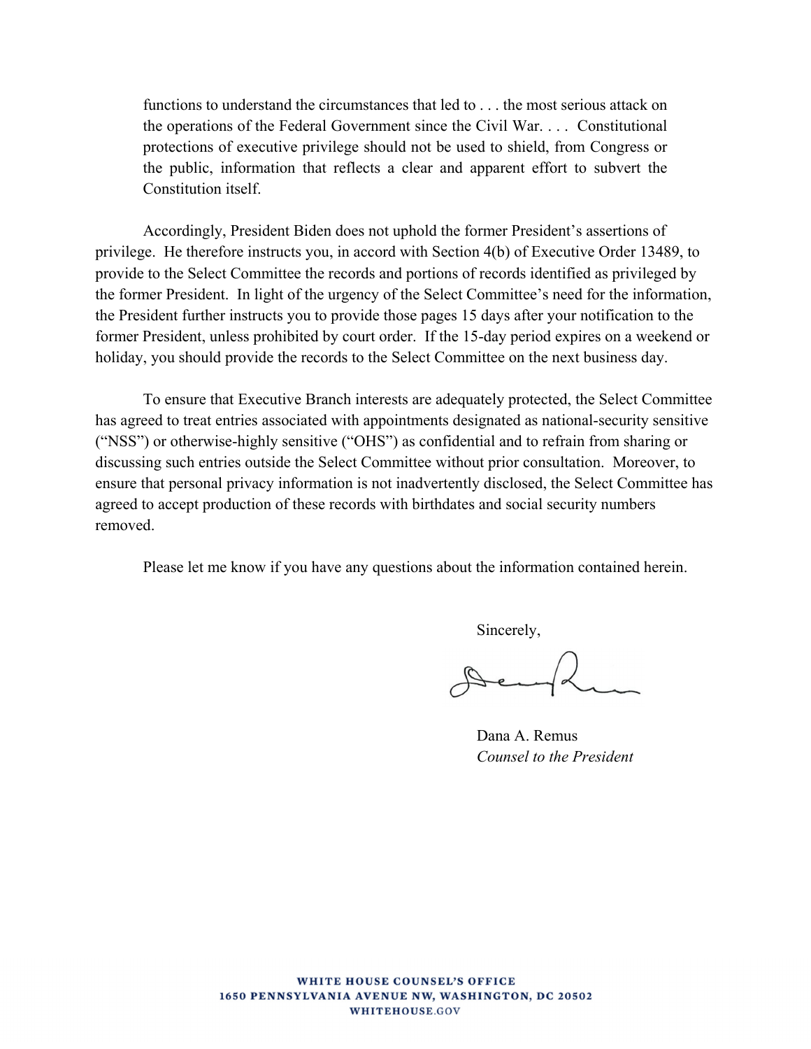> functions to understand the circumstances that led to . . . the most serious attack on the operations of the Federal Government since the Civil War. . . . Constitutional protections of executive privilege should not be used to shield, from Congress or the public, information that reflects a clear and apparent effort to subvert the Constitution itself.

Accordingly, President Biden does not uphold the former President's assertions of privilege. He therefore instructs you, in accord with Section 4(b) of Executive Order 13489, to provide to the Select Committee the records and portions of records identified as privileged by the former President. In light of the urgency of the Select Committee's need for the information, the President further instructs you to provide those pages 15 days after your notification to the former President, unless prohibited by court order. If the 15-day period expires on a weekend or holiday, you should provide the records to the Select Committee on the next business day.

To ensure that Executive Branch interests are adequately protected, the Select Committee has agreed to treat entries associated with appointments designated as national-security sensitive ("NSS") or otherwise-highly sensitive ("OHS") as confidential and to refrain from sharing or discussing such entries outside the Select Committee without prior consultation. Moreover, to ensure that personal privacy information is not inadvertently disclosed, the Select Committee has agreed to accept production of these records with birthdates and social security numbers removed.

Please let me know if you have any questions about the information contained herein.

Sincerely,

Dana A. Remus
*Counsel to the President*

WHITE HOUSE COUNSEL'S OFFICE
1650 PENNSYLVANIA AVENUE NW, WASHINGTON, DC 20502
WHITEHOUSE.GOV